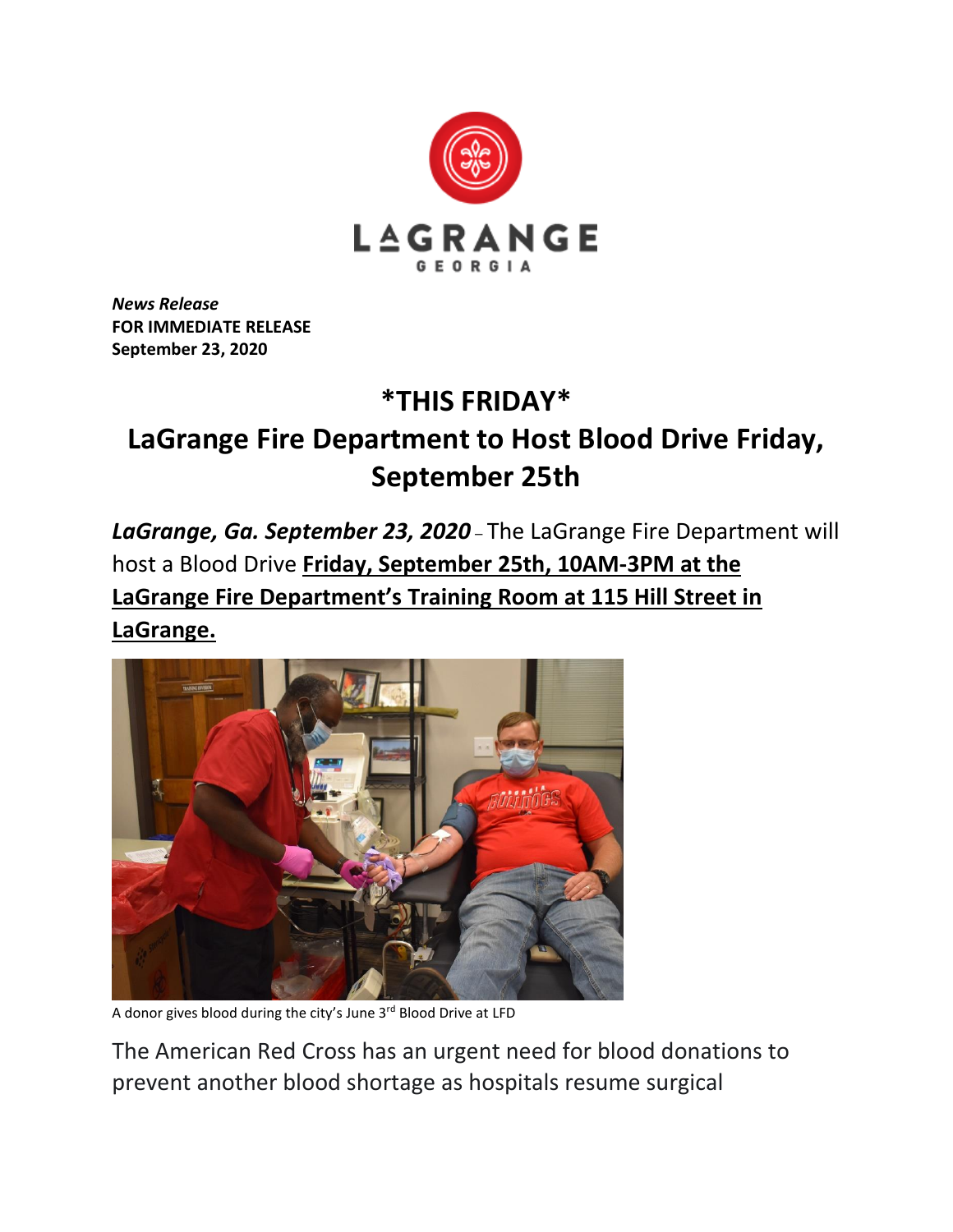*News Release*
**FOR IMMEDIATE RELEASE**
**September 23, 2020**

# *THIS FRIDAY*

# LaGrange Fire Department to Host Blood Drive Friday, September 25th

***LaGrange, Ga. September 23, 2020*** – The LaGrange Fire Department will host a Blood Drive **Friday, September 25th, 10AM-3PM at the LaGrange Fire Department's Training Room at 115 Hill Street in LaGrange.**

A donor gives blood during the city's June 3rd Blood Drive at LFD

The American Red Cross has an urgent need for blood donations to prevent another blood shortage as hospitals resume surgical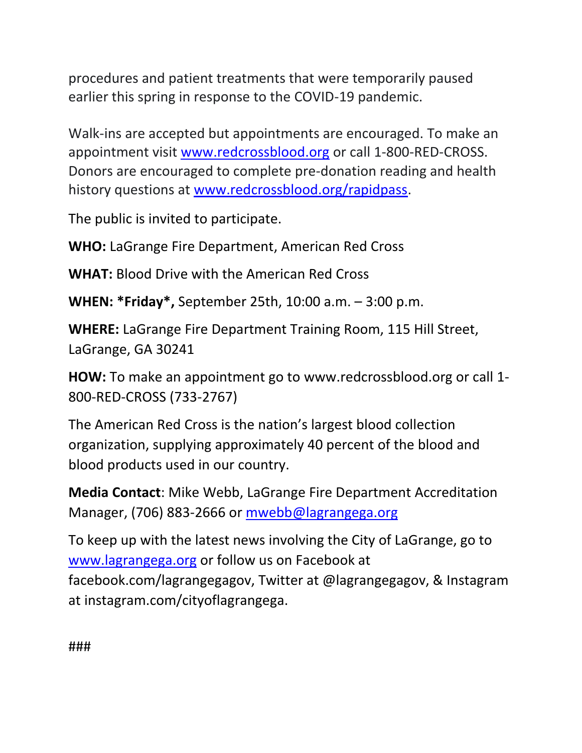procedures and patient treatments that were temporarily paused earlier this spring in response to the COVID-19 pandemic.

Walk-ins are accepted but appointments are encouraged. To make an appointment visit [www.redcrossblood.org](http://www.redcrossblood.org) or call 1-800-RED-CROSS. Donors are encouraged to complete pre-donation reading and health history questions at [www.redcrossblood.org/rapidpass](http://www.redcrossblood.org/rapidpass).

The public is invited to participate.

**WHO:** LaGrange Fire Department, American Red Cross

**WHAT:** Blood Drive with the American Red Cross

**WHEN: *Friday*,** September 25th, 10:00 a.m. – 3:00 p.m.

**WHERE:** LaGrange Fire Department Training Room, 115 Hill Street, LaGrange, GA 30241

**HOW:** To make an appointment go to www.redcrossblood.org or call 1-800-RED-CROSS (733-2767)

The American Red Cross is the nation's largest blood collection organization, supplying approximately 40 percent of the blood and blood products used in our country.

**Media Contact**: Mike Webb, LaGrange Fire Department Accreditation Manager, (706) 883-2666 or [mwebb@lagrangega.org](mailto:mwebb@lagrangega.org)

To keep up with the latest news involving the City of LaGrange, go to [www.lagrangega.org](http://www.lagrangega.org) or follow us on Facebook at facebook.com/lagrangegagov, Twitter at @lagrangegagov, & Instagram at instagram.com/cityoflagrangega.

###